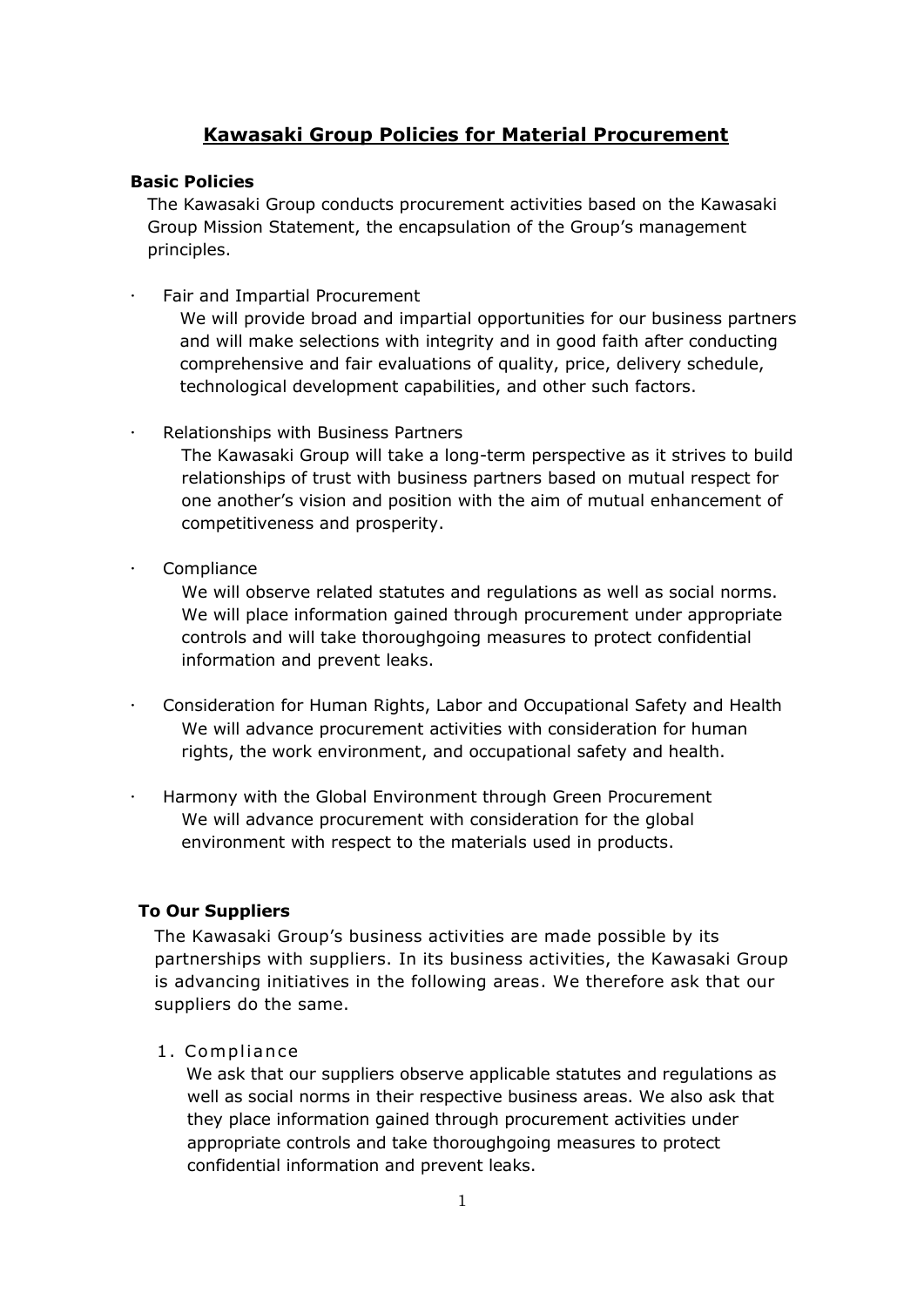# Kawasaki Group Policies for Material Procurement

**Basic Policies**

The Kawasaki Group conducts procurement activities based on the Kawasaki Group Mission Statement, the encapsulation of the Group's management principles.

- Fair and Impartial Procurement

  We will provide broad and impartial opportunities for our business partners and will make selections with integrity and in good faith after conducting comprehensive and fair evaluations of quality, price, delivery schedule, technological development capabilities, and other such factors.

- Relationships with Business Partners

  The Kawasaki Group will take a long-term perspective as it strives to build relationships of trust with business partners based on mutual respect for one another's vision and position with the aim of mutual enhancement of competitiveness and prosperity.

- Compliance

  We will observe related statutes and regulations as well as social norms. We will place information gained through procurement under appropriate controls and will take thoroughgoing measures to protect confidential information and prevent leaks.

- Consideration for Human Rights, Labor and Occupational Safety and Health

  We will advance procurement activities with consideration for human rights, the work environment, and occupational safety and health.

- Harmony with the Global Environment through Green Procurement

  We will advance procurement with consideration for the global environment with respect to the materials used in products.

**To Our Suppliers**

The Kawasaki Group's business activities are made possible by its partnerships with suppliers. In its business activities, the Kawasaki Group is advancing initiatives in the following areas. We therefore ask that our suppliers do the same.

1. Compliance

   We ask that our suppliers observe applicable statutes and regulations as well as social norms in their respective business areas. We also ask that they place information gained through procurement activities under appropriate controls and take thoroughgoing measures to protect confidential information and prevent leaks.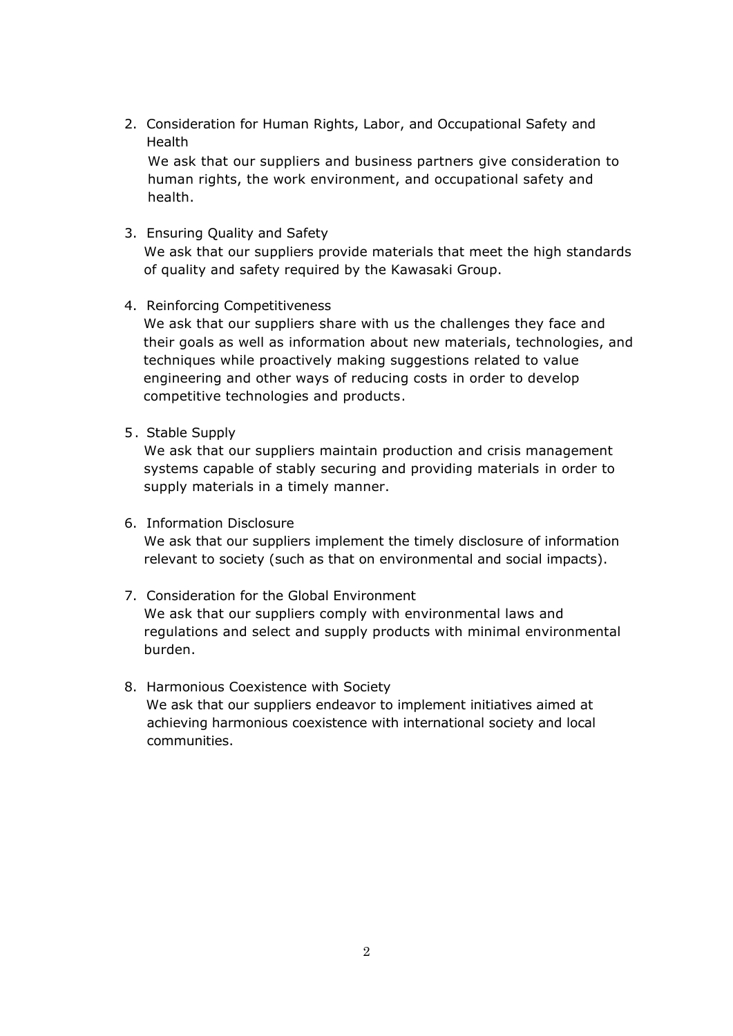2. Consideration for Human Rights, Labor, and Occupational Safety and Health

   We ask that our suppliers and business partners give consideration to human rights, the work environment, and occupational safety and health.

3. Ensuring Quality and Safety

   We ask that our suppliers provide materials that meet the high standards of quality and safety required by the Kawasaki Group.

4. Reinforcing Competitiveness

   We ask that our suppliers share with us the challenges they face and their goals as well as information about new materials, technologies, and techniques while proactively making suggestions related to value engineering and other ways of reducing costs in order to develop competitive technologies and products.

5. Stable Supply

   We ask that our suppliers maintain production and crisis management systems capable of stably securing and providing materials in order to supply materials in a timely manner.

6. Information Disclosure

   We ask that our suppliers implement the timely disclosure of information relevant to society (such as that on environmental and social impacts).

7. Consideration for the Global Environment

   We ask that our suppliers comply with environmental laws and regulations and select and supply products with minimal environmental burden.

8. Harmonious Coexistence with Society

   We ask that our suppliers endeavor to implement initiatives aimed at achieving harmonious coexistence with international society and local communities.